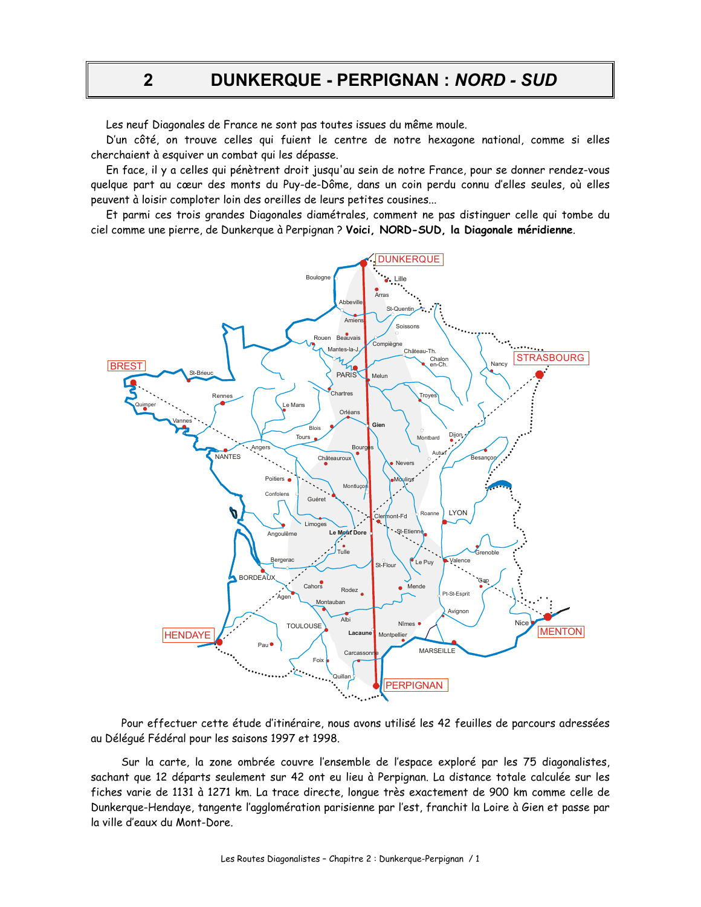# 2 DUNKERQUE - PERPIGNAN : *NORD - SUD*

Les neuf Diagonales de France ne sont pas toutes issues du même moule.

D'un côté, on trouve celles qui fuient le centre de notre hexagone national, comme si elles cherchaient à esquiver un combat qui les dépasse.

En face, il y a celles qui pénètrent droit jusqu'au sein de notre France, pour se donner rendez-vous quelque part au cœur des monts du Puy-de-Dôme, dans un coin perdu connu d'elles seules, où elles peuvent à loisir comploter loin des oreilles de leurs petites cousines...

Et parmi ces trois grandes Diagonales diamétrales, comment ne pas distinguer celle qui tombe du ciel comme une pierre, de Dunkerque à Perpignan ? **Voici, NORD-SUD, la Diagonale méridienne**.

Pour effectuer cette étude d'itinéraire, nous avons utilisé les 42 feuilles de parcours adressées au Délégué Fédéral pour les saisons 1997 et 1998.

Sur la carte, la zone ombrée couvre l'ensemble de l'espace exploré par les 75 diagonalistes, sachant que 12 départs seulement sur 42 ont eu lieu à Perpignan. La distance totale calculée sur les fiches varie de 1131 à 1271 km. La trace directe, longue très exactement de 900 km comme celle de Dunkerque-Hendaye, tangente l'agglomération parisienne par l'est, franchit la Loire à Gien et passe par la ville d'eaux du Mont-Dore.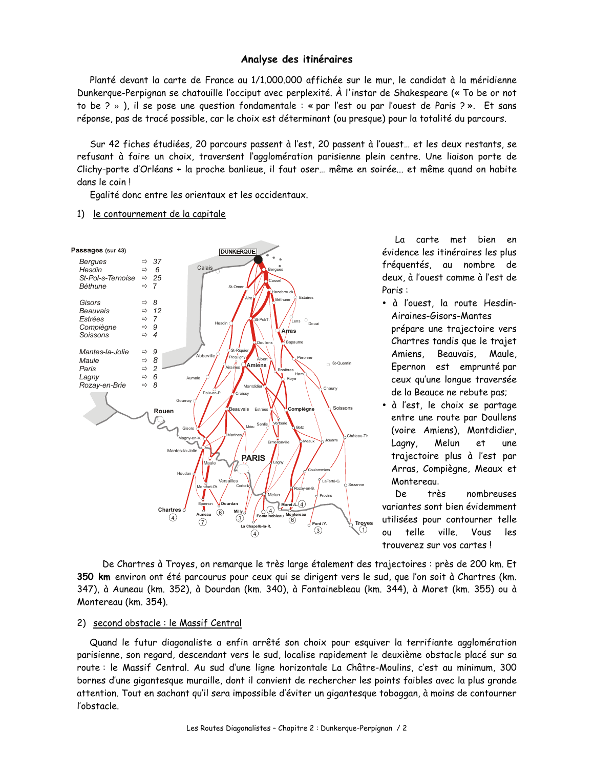## Analyse des itinéraires

Planté devant la carte de France au 1/1.000.000 affichée sur le mur, le candidat à la méridienne Dunkerque-Perpignan se chatouille l'occiput avec perplexité. À l'instar de Shakespeare (« To be or not to be ? » ), il se pose une question fondamentale : « par l'est ou par l'ouest de Paris ? ». Et sans réponse, pas de tracé possible, car le choix est déterminant (ou presque) pour la totalité du parcours.

Sur 42 fiches étudiées, 20 parcours passent à l'est, 20 passent à l'ouest… et les deux restants, se refusant à faire un choix, traversent l'agglomération parisienne plein centre. Une liaison porte de Clichy-porte d'Orléans + la proche banlieue, il faut oser… même en soirée… et même quand on habite dans le coin !

Egalité donc entre les orientaux et les occidentaux.

1) le contournement de la capitale

**Passages** (sur 43)

| | |
|---|---|
| Bergues | ⇨ 37 |
| Hesdin | ⇨ 6 |
| St-Pol-s-Ternoise | ⇨ 25 |
| Béthune | ⇨ 7 |
| Gisors | ⇨ 8 |
| Beauvais | ⇨ 12 |
| Estrées | ⇨ 7 |
| Compiègne | ⇨ 9 |
| Soissons | ⇨ 4 |
| Mantes-la-Jolie | ⇨ 9 |
| Maule | ⇨ 8 |
| Paris | ⇨ 2 |
| Lagny | ⇨ 6 |
| Rozay-en-Brie | ⇨ 8 |

La carte met bien en évidence les itinéraires les plus fréquentés, au nombre de deux, à l'ouest comme à l'est de Paris :

- à l'ouest, la route Hesdin-Airaines-Gisors-Mantes prépare une trajectoire vers Chartres tandis que le trajet Amiens, Beauvais, Maule, Epernon est emprunté par ceux qu'une longue traversée de la Beauce ne rebute pas;
- à l'est, le choix se partage entre une route par Doullens (voire Amiens), Montdidier, Lagny, Melun et une trajectoire plus à l'est par Arras, Compiègne, Meaux et Montereau.

De très nombreuses variantes sont bien évidemment utilisées pour contourner telle ou telle ville. Vous les trouverez sur vos cartes !

De Chartres à Troyes, on remarque le très large étalement des trajectoires : près de 200 km. Et **350 km** environ ont été parcourus pour ceux qui se dirigent vers le sud, que l'on soit à Chartres (km. 347), à Auneau (km. 352), à Dourdan (km. 340), à Fontainebleau (km. 344), à Moret (km. 355) ou à Montereau (km. 354).

2) second obstacle : le Massif Central

Quand le futur diagonaliste a enfin arrêté son choix pour esquiver la terrifiante agglomération parisienne, son regard, descendant vers le sud, localise rapidement le deuxième obstacle placé sur sa route : le Massif Central. Au sud d'une ligne horizontale La Châtre-Moulins, c'est au minimum, 300 bornes d'une gigantesque muraille, dont il convient de rechercher les points faibles avec la plus grande attention. Tout en sachant qu'il sera impossible d'éviter un gigantesque toboggan, à moins de contourner l'obstacle.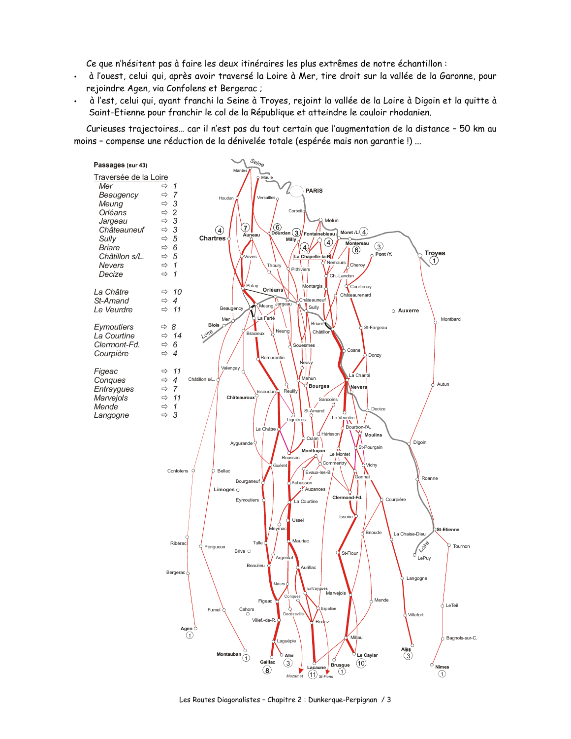Ce que n'hésitent pas à faire les deux itinéraires les plus extrêmes de notre échantillon :

- à l'ouest, celui qui, après avoir traversé la Loire à Mer, tire droit sur la vallée de la Garonne, pour rejoindre Agen, via Confolens et Bergerac ;
- à l'est, celui qui, ayant franchi la Seine à Troyes, rejoint la vallée de la Loire à Digoin et la quitte à Saint-Etienne pour franchir le col de la République et atteindre le couloir rhodanien.

Curieuses trajectoires… car il n'est pas du tout certain que l'augmentation de la distance – 50 km au moins – compense une réduction de la dénivelée totale (espérée mais non garantie !) ...

**Passages** (sur 43)

Traversée de la Loire

| | |
|---|---|
| Mer | ⇨ 1 |
| Beaugency | ⇨ 7 |
| Meung | ⇨ 3 |
| Orléans | ⇨ 2 |
| Jargeau | ⇨ 3 |
| Châteauneuf | ⇨ 3 |
| Sully | ⇨ 5 |
| Briare | ⇨ 6 |
| Châtillon s/L. | ⇨ 5 |
| Nevers | ⇨ 1 |
| Decize | ⇨ 1 |
| La Châtre | ⇨ 10 |
| St-Amand | ⇨ 4 |
| Le Veurdre | ⇨ 11 |
| Eymoutiers | ⇨ 8 |
| La Courtine | ⇨ 14 |
| Clermont-Fd. | ⇨ 6 |
| Courpière | ⇨ 4 |
| Figeac | ⇨ 11 |
| Conques | ⇨ 4 |
| Entraygues | ⇨ 7 |
| Marvejols | ⇨ 11 |
| Mende | ⇨ 1 |
| Langogne | ⇨ 3 |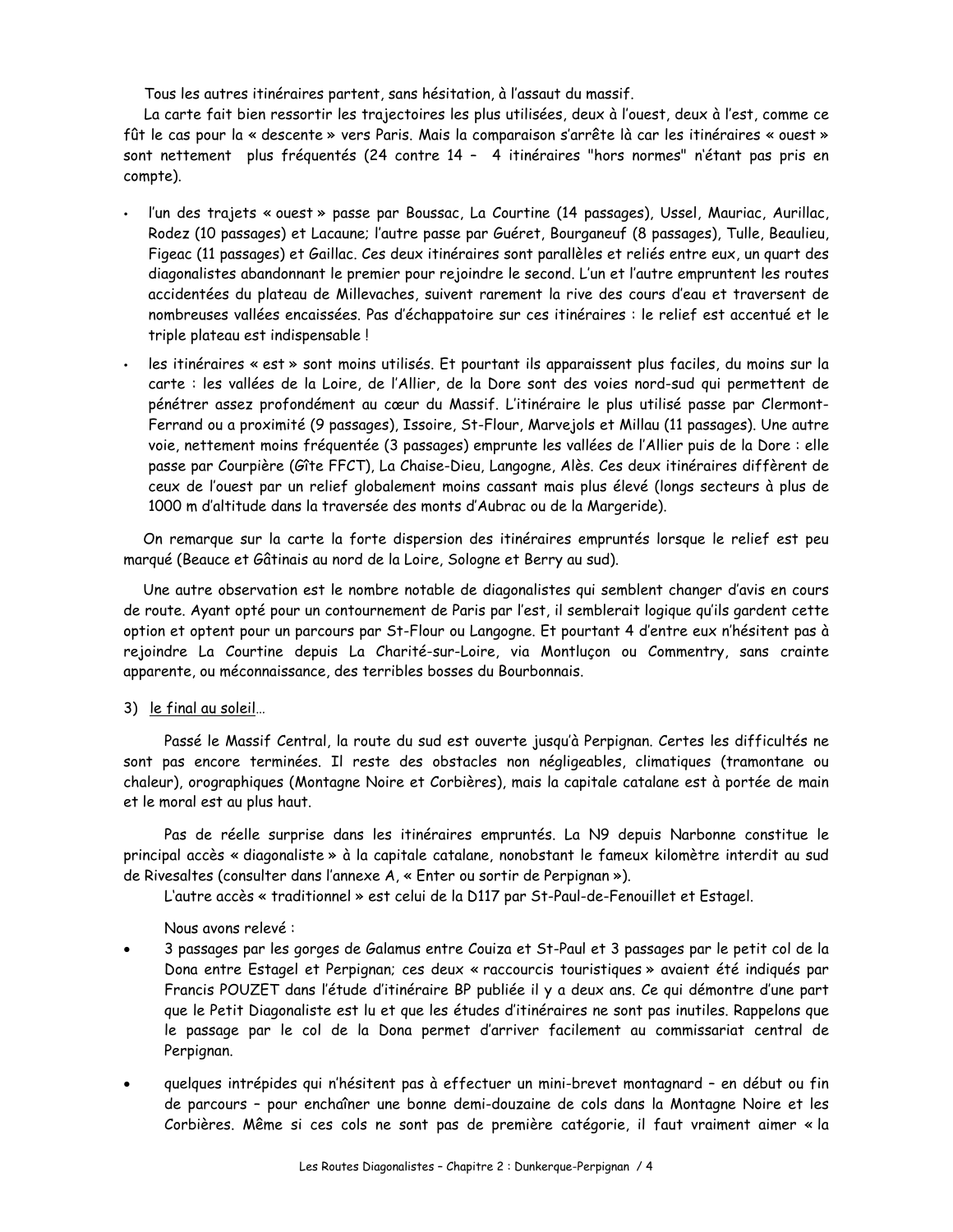Tous les autres itinéraires partent, sans hésitation, à l'assaut du massif.

La carte fait bien ressortir les trajectoires les plus utilisées, deux à l'ouest, deux à l'est, comme ce fût le cas pour la « descente » vers Paris. Mais la comparaison s'arrête là car les itinéraires « ouest » sont nettement plus fréquentés (24 contre 14 – 4 itinéraires "hors normes" n'étant pas pris en compte).

- l'un des trajets « ouest » passe par Boussac, La Courtine (14 passages), Ussel, Mauriac, Aurillac, Rodez (10 passages) et Lacaune; l'autre passe par Guéret, Bourganeuf (8 passages), Tulle, Beaulieu, Figeac (11 passages) et Gaillac. Ces deux itinéraires sont parallèles et reliés entre eux, un quart des diagonalistes abandonnant le premier pour rejoindre le second. L'un et l'autre empruntent les routes accidentées du plateau de Millevaches, suivent rarement la rive des cours d'eau et traversent de nombreuses vallées encaissées. Pas d'échappatoire sur ces itinéraires : le relief est accentué et le triple plateau est indispensable !
- les itinéraires « est » sont moins utilisés. Et pourtant ils apparaissent plus faciles, du moins sur la carte : les vallées de la Loire, de l'Allier, de la Dore sont des voies nord-sud qui permettent de pénétrer assez profondément au cœur du Massif. L'itinéraire le plus utilisé passe par Clermont-Ferrand ou a proximité (9 passages), Issoire, St-Flour, Marvejols et Millau (11 passages). Une autre voie, nettement moins fréquentée (3 passages) emprunte les vallées de l'Allier puis de la Dore : elle passe par Courpière (Gîte FFCT), La Chaise-Dieu, Langogne, Alès. Ces deux itinéraires diffèrent de ceux de l'ouest par un relief globalement moins cassant mais plus élevé (longs secteurs à plus de 1000 m d'altitude dans la traversée des monts d'Aubrac ou de la Margeride).

On remarque sur la carte la forte dispersion des itinéraires empruntés lorsque le relief est peu marqué (Beauce et Gâtinais au nord de la Loire, Sologne et Berry au sud).

Une autre observation est le nombre notable de diagonalistes qui semblent changer d'avis en cours de route. Ayant opté pour un contournement de Paris par l'est, il semblerait logique qu'ils gardent cette option et optent pour un parcours par St-Flour ou Langogne. Et pourtant 4 d'entre eux n'hésitent pas à rejoindre La Courtine depuis La Charité-sur-Loire, via Montluçon ou Commentry, sans crainte apparente, ou méconnaissance, des terribles bosses du Bourbonnais.

3) <u>le final au soleil</u>…

Passé le Massif Central, la route du sud est ouverte jusqu'à Perpignan. Certes les difficultés ne sont pas encore terminées. Il reste des obstacles non négligeables, climatiques (tramontane ou chaleur), orographiques (Montagne Noire et Corbières), mais la capitale catalane est à portée de main et le moral est au plus haut.

Pas de réelle surprise dans les itinéraires empruntés. La N9 depuis Narbonne constitue le principal accès « diagonaliste » à la capitale catalane, nonobstant le fameux kilomètre interdit au sud de Rivesaltes (consulter dans l'annexe A, « Enter ou sortir de Perpignan »).

L'autre accès « traditionnel » est celui de la D117 par St-Paul-de-Fenouillet et Estagel.

Nous avons relevé :

- 3 passages par les gorges de Galamus entre Couiza et St-Paul et 3 passages par le petit col de la Dona entre Estagel et Perpignan; ces deux « raccourcis touristiques » avaient été indiqués par Francis POUZET dans l'étude d'itinéraire BP publiée il y a deux ans. Ce qui démontre d'une part que le Petit Diagonaliste est lu et que les études d'itinéraires ne sont pas inutiles. Rappelons que le passage par le col de la Dona permet d'arriver facilement au commissariat central de Perpignan.
- quelques intrépides qui n'hésitent pas à effectuer un mini-brevet montagnard – en début ou fin de parcours – pour enchaîner une bonne demi-douzaine de cols dans la Montagne Noire et les Corbières. Même si ces cols ne sont pas de première catégorie, il faut vraiment aimer « la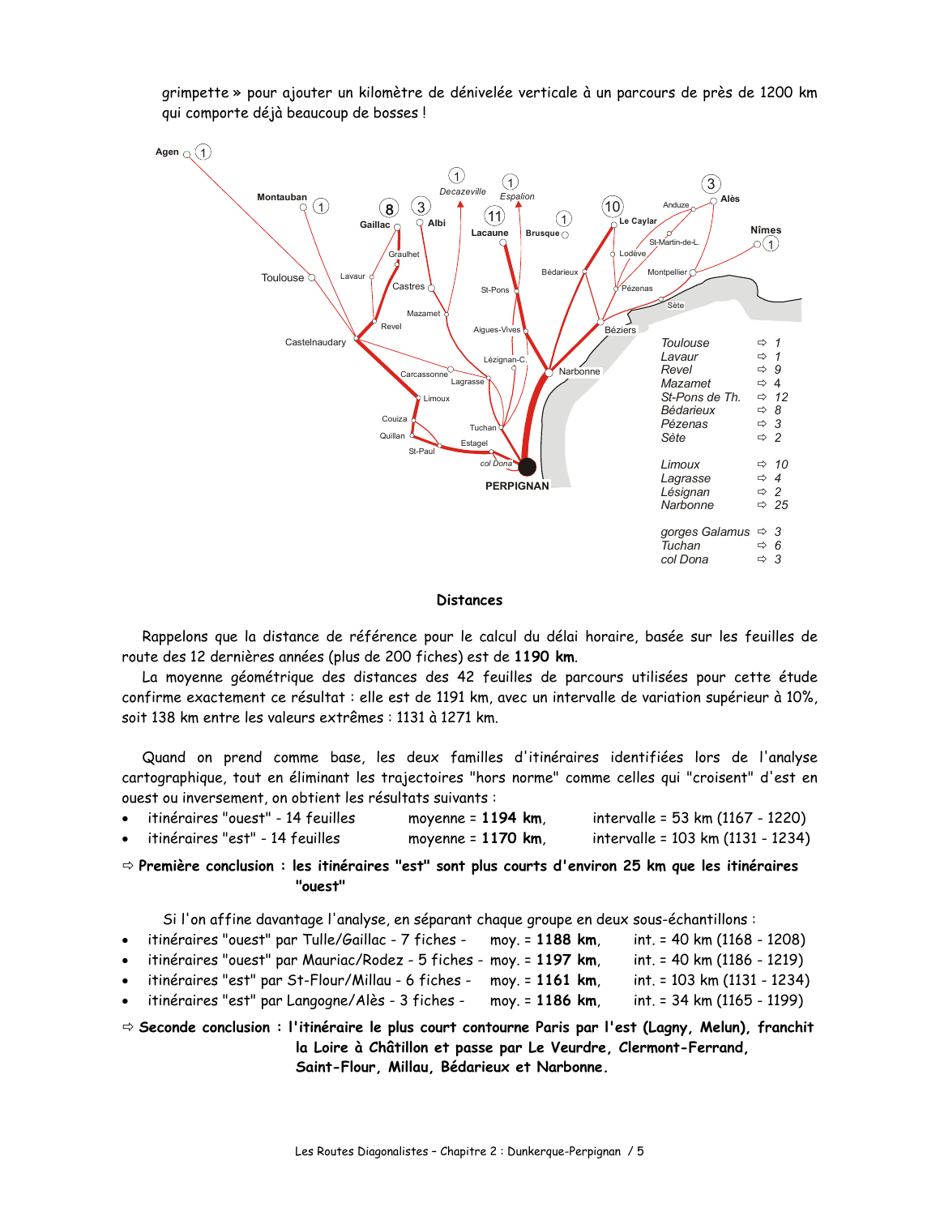grimpette » pour ajouter un kilomètre de dénivelée verticale à un parcours de près de 1200 km qui comporte déjà beaucoup de bosses !

### Distances

Rappelons que la distance de référence pour le calcul du délai horaire, basée sur les feuilles de route des 12 dernières années (plus de 200 fiches) est de **1190 km**.

La moyenne géométrique des distances des 42 feuilles de parcours utilisées pour cette étude confirme exactement ce résultat : elle est de 1191 km, avec un intervalle de variation supérieur à 10%, soit 138 km entre les valeurs extrêmes : 1131 à 1271 km.

Quand on prend comme base, les deux familles d'itinéraires identifiées lors de l'analyse cartographique, tout en éliminant les trajectoires "hors norme" comme celles qui "croisent" d'est en ouest ou inversement, on obtient les résultats suivants :

- itinéraires "ouest" - 14 feuilles moyenne = **1194 km**, intervalle = 53 km (1167 - 1220)
- itinéraires "est" - 14 feuilles moyenne = **1170 km**, intervalle = 103 km (1131 - 1234)

⇨ **Première conclusion : les itinéraires "est" sont plus courts d'environ 25 km que les itinéraires "ouest"**

Si l'on affine davantage l'analyse, en séparant chaque groupe en deux sous-échantillons :

- itinéraires "ouest" par Tulle/Gaillac - 7 fiches - moy. = **1188 km**, int. = 40 km (1168 - 1208)
- itinéraires "ouest" par Mauriac/Rodez - 5 fiches - moy. = **1197 km**, int. = 40 km (1186 - 1219)
- itinéraires "est" par St-Flour/Millau - 6 fiches - moy. = **1161 km**, int. = 103 km (1131 - 1234)
- itinéraires "est" par Langogne/Alès - 3 fiches - moy. = **1186 km**, int. = 34 km (1165 - 1199)

⇨ **Seconde conclusion : l'itinéraire le plus court contourne Paris par l'est (Lagny, Melun), franchit la Loire à Châtillon et passe par Le Veurdre, Clermont-Ferrand, Saint-Flour, Millau, Bédarieux et Narbonne.**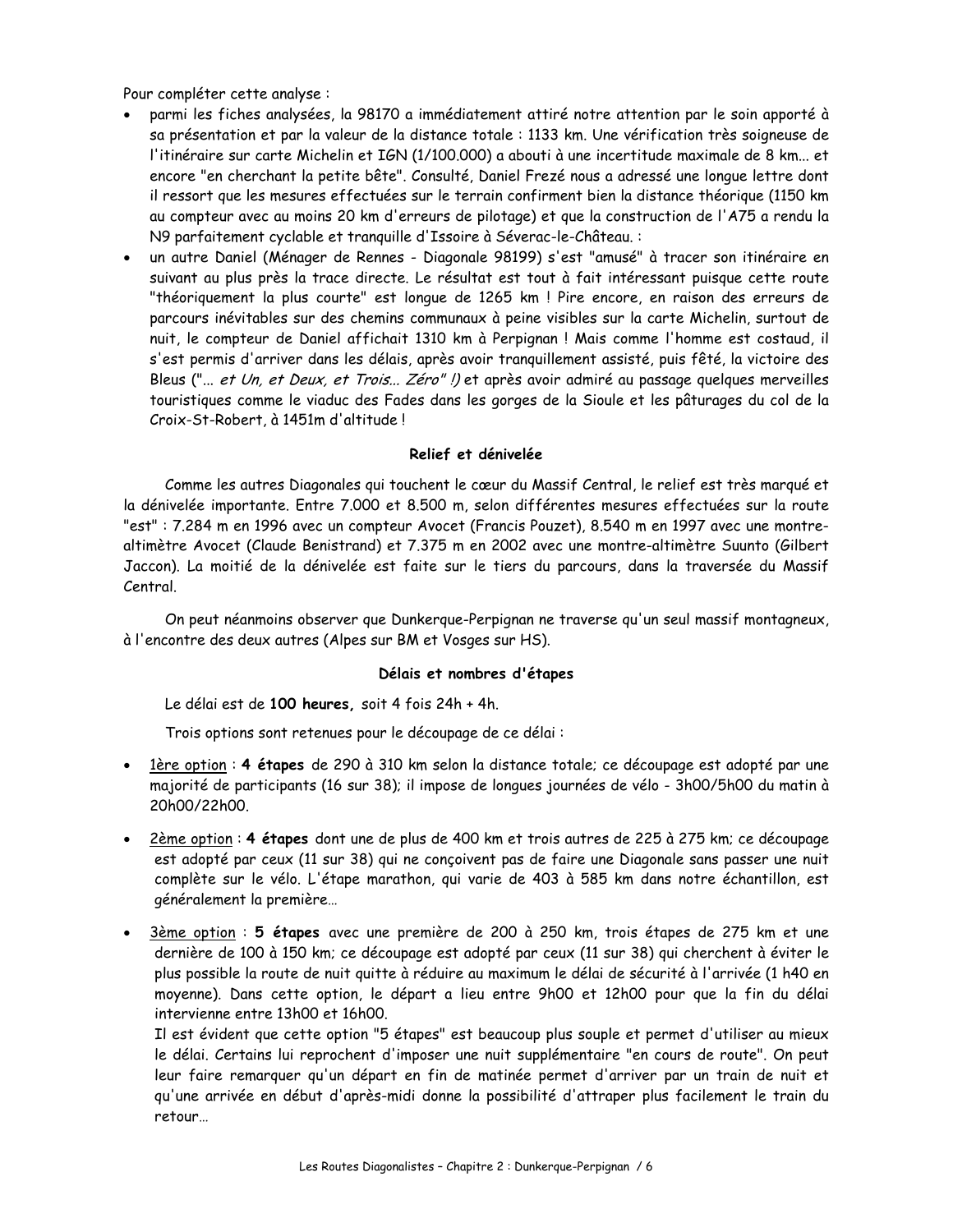Pour compléter cette analyse :

- parmi les fiches analysées, la 98170 a immédiatement attiré notre attention par le soin apporté à sa présentation et par la valeur de la distance totale : 1133 km. Une vérification très soigneuse de l'itinéraire sur carte Michelin et IGN (1/100.000) a abouti à une incertitude maximale de 8 km... et encore "en cherchant la petite bête". Consulté, Daniel Frezé nous a adressé une longue lettre dont il ressort que les mesures effectuées sur le terrain confirment bien la distance théorique (1150 km au compteur avec au moins 20 km d'erreurs de pilotage) et que la construction de l'A75 a rendu la N9 parfaitement cyclable et tranquille d'Issoire à Séverac-le-Château. :
- un autre Daniel (Ménager de Rennes - Diagonale 98199) s'est "amusé" à tracer son itinéraire en suivant au plus près la trace directe. Le résultat est tout à fait intéressant puisque cette route "théoriquement la plus courte" est longue de 1265 km ! Pire encore, en raison des erreurs de parcours inévitables sur des chemins communaux à peine visibles sur la carte Michelin, surtout de nuit, le compteur de Daniel affichait 1310 km à Perpignan ! Mais comme l'homme est costaud, il s'est permis d'arriver dans les délais, après avoir tranquillement assisté, puis fêté, la victoire des Bleus ("*... et Un, et Deux, et Trois... Zéro" !)* et après avoir admiré au passage quelques merveilles touristiques comme le viaduc des Fades dans les gorges de la Sioule et les pâturages du col de la Croix-St-Robert, à 1451m d'altitude !

### Relief et dénivelée

Comme les autres Diagonales qui touchent le cœur du Massif Central, le relief est très marqué et la dénivelée importante. Entre 7.000 et 8.500 m, selon différentes mesures effectuées sur la route "est" : 7.284 m en 1996 avec un compteur Avocet (Francis Pouzet), 8.540 m en 1997 avec une montre-altimètre Avocet (Claude Benistrand) et 7.375 m en 2002 avec une montre-altimètre Suunto (Gilbert Jaccon). La moitié de la dénivelée est faite sur le tiers du parcours, dans la traversée du Massif Central.

On peut néanmoins observer que Dunkerque-Perpignan ne traverse qu'un seul massif montagneux, à l'encontre des deux autres (Alpes sur BM et Vosges sur HS).

### Délais et nombres d'étapes

Le délai est de **100 heures,** soit 4 fois 24h + 4h.

Trois options sont retenues pour le découpage de ce délai :

- 1ère option : **4 étapes** de 290 à 310 km selon la distance totale; ce découpage est adopté par une majorité de participants (16 sur 38); il impose de longues journées de vélo - 3h00/5h00 du matin à 20h00/22h00.
- 2ème option : **4 étapes** dont une de plus de 400 km et trois autres de 225 à 275 km; ce découpage est adopté par ceux (11 sur 38) qui ne conçoivent pas de faire une Diagonale sans passer une nuit complète sur le vélo. L'étape marathon, qui varie de 403 à 585 km dans notre échantillon, est généralement la première…
- 3ème option : **5 étapes** avec une première de 200 à 250 km, trois étapes de 275 km et une dernière de 100 à 150 km; ce découpage est adopté par ceux (11 sur 38) qui cherchent à éviter le plus possible la route de nuit quitte à réduire au maximum le délai de sécurité à l'arrivée (1 h40 en moyenne). Dans cette option, le départ a lieu entre 9h00 et 12h00 pour que la fin du délai intervienne entre 13h00 et 16h00.
  Il est évident que cette option "5 étapes" est beaucoup plus souple et permet d'utiliser au mieux le délai. Certains lui reprochent d'imposer une nuit supplémentaire "en cours de route". On peut leur faire remarquer qu'un départ en fin de matinée permet d'arriver par un train de nuit et qu'une arrivée en début d'après-midi donne la possibilité d'attraper plus facilement le train du retour…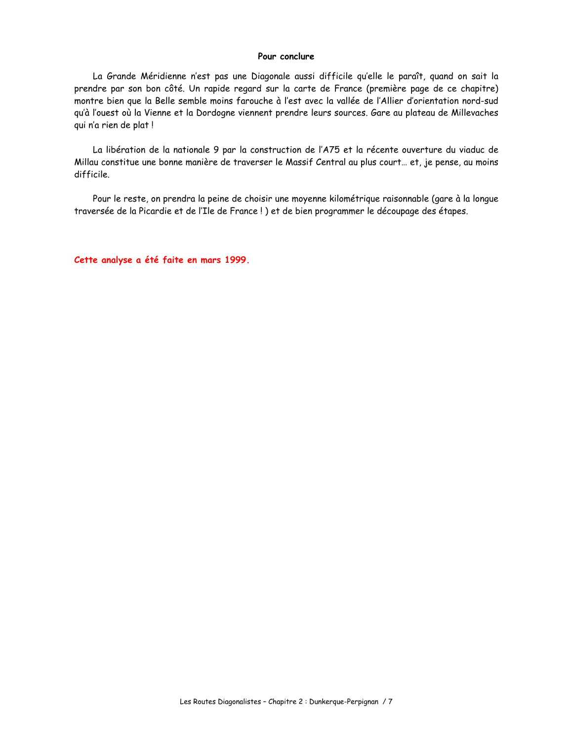### Pour conclure

La Grande Méridienne n'est pas une Diagonale aussi difficile qu'elle le paraît, quand on sait la prendre par son bon côté. Un rapide regard sur la carte de France (première page de ce chapitre) montre bien que la Belle semble moins farouche à l'est avec la vallée de l'Allier d'orientation nord-sud qu'à l'ouest où la Vienne et la Dordogne viennent prendre leurs sources. Gare au plateau de Millevaches qui n'a rien de plat !

La libération de la nationale 9 par la construction de l'A75 et la récente ouverture du viaduc de Millau constitue une bonne manière de traverser le Massif Central au plus court… et, je pense, au moins difficile.

Pour le reste, on prendra la peine de choisir une moyenne kilométrique raisonnable (gare à la longue traversée de la Picardie et de l'Ile de France ! ) et de bien programmer le découpage des étapes.

**Cette analyse a été faite en mars 1999.**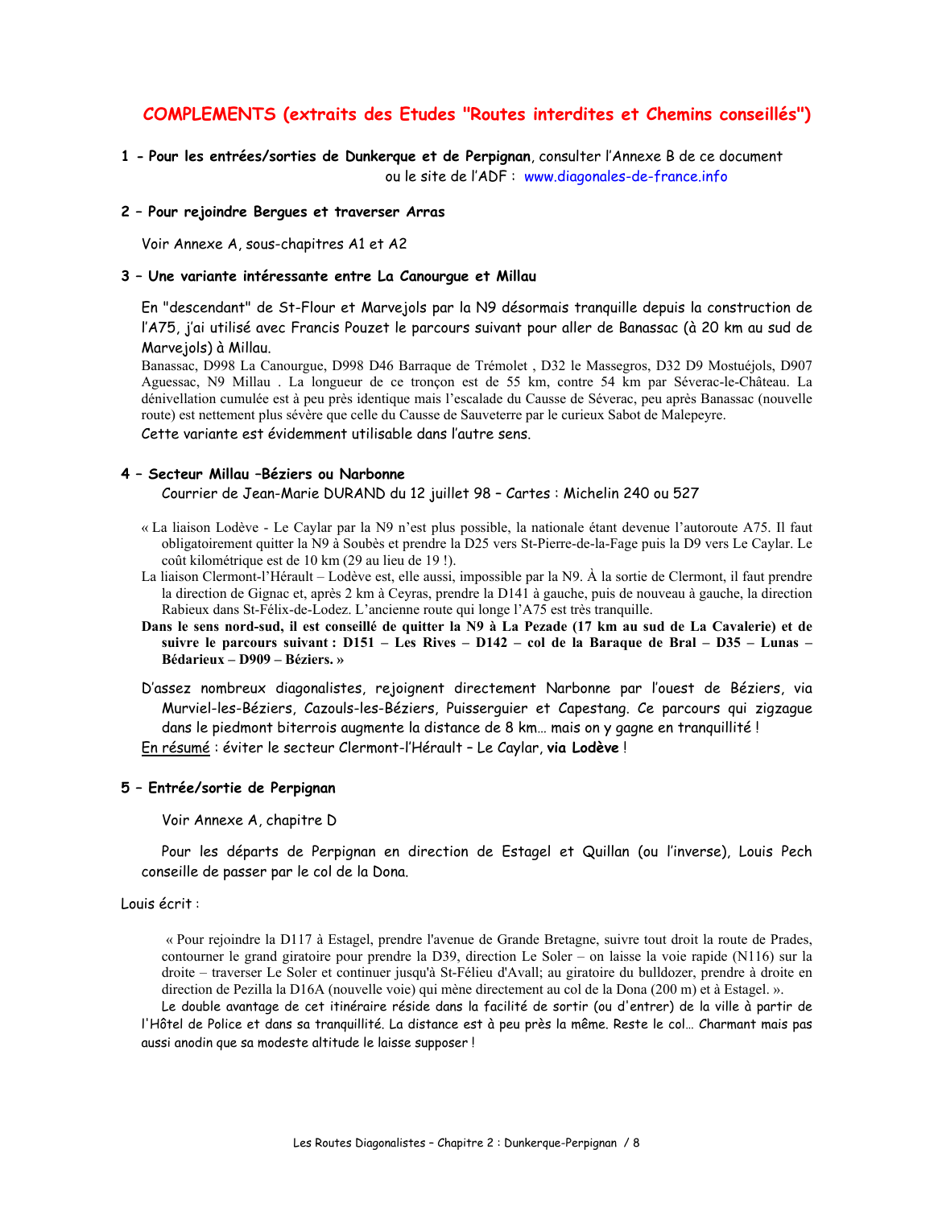# COMPLEMENTS (extraits des Etudes "Routes interdites et Chemins conseillés")

**1 - Pour les entrées/sorties de Dunkerque et de Perpignan**, consulter l'Annexe B de ce document ou le site de l'ADF : www.diagonales-de-france.info

**2 – Pour rejoindre Bergues et traverser Arras**

Voir Annexe A, sous-chapitres A1 et A2

**3 – Une variante intéressante entre La Canourgue et Millau**

En "descendant" de St-Flour et Marvejols par la N9 désormais tranquille depuis la construction de l'A75, j'ai utilisé avec Francis Pouzet le parcours suivant pour aller de Banassac (à 20 km au sud de Marvejols) à Millau.

Banassac, D998 La Canourgue, D998 D46 Barraque de Trémolet , D32 le Massegros, D32 D9 Mostuéjols, D907 Aguessac, N9 Millau . La longueur de ce tronçon est de 55 km, contre 54 km par Séverac-le-Château. La dénivellation cumulée est à peu près identique mais l'escalade du Causse de Séverac, peu après Banassac (nouvelle route) est nettement plus sévère que celle du Causse de Sauveterre par le curieux Sabot de Malepeyre.

Cette variante est évidemment utilisable dans l'autre sens.

**4 – Secteur Millau –Béziers ou Narbonne**

Courrier de Jean-Marie DURAND du 12 juillet 98 – Cartes : Michelin 240 ou 527

« La liaison Lodève - Le Caylar par la N9 n'est plus possible, la nationale étant devenue l'autoroute A75. Il faut obligatoirement quitter la N9 à Soubès et prendre la D25 vers St-Pierre-de-la-Fage puis la D9 vers Le Caylar. Le coût kilométrique est de 10 km (29 au lieu de 19 !).

La liaison Clermont-l'Hérault – Lodève est, elle aussi, impossible par la N9. À la sortie de Clermont, il faut prendre la direction de Gignac et, après 2 km à Ceyras, prendre la D141 à gauche, puis de nouveau à gauche, la direction Rabieux dans St-Félix-de-Lodez. L'ancienne route qui longe l'A75 est très tranquille.

**Dans le sens nord-sud, il est conseillé de quitter la N9 à La Pezade (17 km au sud de La Cavalerie) et de suivre le parcours suivant : D151 – Les Rives – D142 – col de la Baraque de Bral – D35 – Lunas – Bédarieux – D909 – Béziers. »**

D'assez nombreux diagonalistes, rejoignent directement Narbonne par l'ouest de Béziers, via Murviel-les-Béziers, Cazouls-les-Béziers, Puisserguier et Capestang. Ce parcours qui zigzague dans le piedmont biterrois augmente la distance de 8 km… mais on y gagne en tranquillité !

<u>En résumé</u> : éviter le secteur Clermont-l'Hérault – Le Caylar, **via Lodève** !

**5 – Entrée/sortie de Perpignan**

Voir Annexe A, chapitre D

Pour les départs de Perpignan en direction de Estagel et Quillan (ou l'inverse), Louis Pech conseille de passer par le col de la Dona.

Louis écrit :

« Pour rejoindre la D117 à Estagel, prendre l'avenue de Grande Bretagne, suivre tout droit la route de Prades, contourner le grand giratoire pour prendre la D39, direction Le Soler – on laisse la voie rapide (N116) sur la droite – traverser Le Soler et continuer jusqu'à St-Félieu d'Avall; au giratoire du bulldozer, prendre à droite en direction de Pezilla la D16A (nouvelle voie) qui mène directement au col de la Dona (200 m) et à Estagel. ».

Le double avantage de cet itinéraire réside dans la facilité de sortir (ou d'entrer) de la ville à partir de l'Hôtel de Police et dans sa tranquillité. La distance est à peu près la même. Reste le col… Charmant mais pas aussi anodin que sa modeste altitude le laisse supposer !